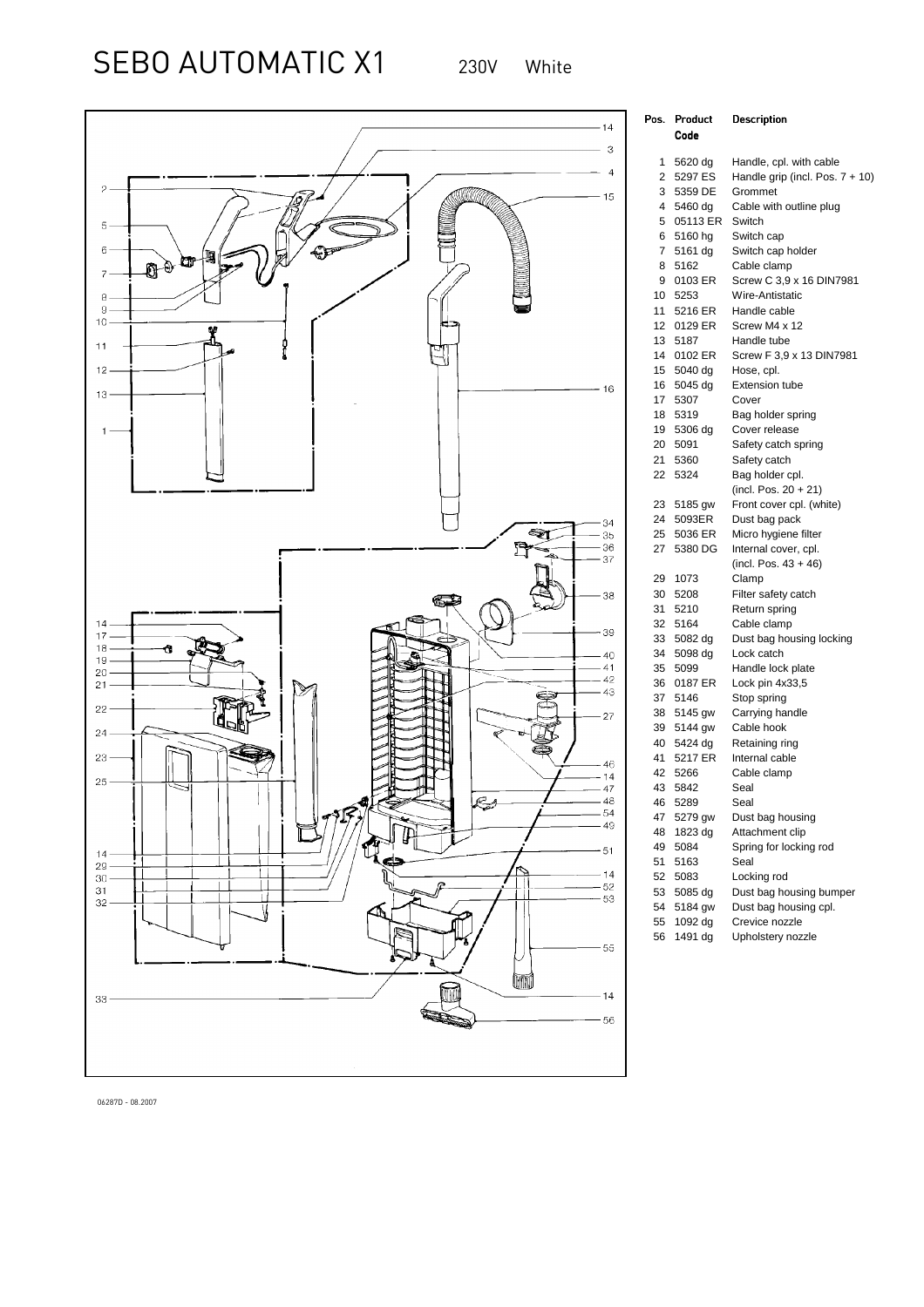# SEBO AUTOMATIC X1 230V White

| Pos. | Product Code | Description |
|---|---|---|
| 1 | 5620 dg | Handle, cpl. with cable |
| 2 | 5297 ES | Handle grip (incl. Pos. 7 + 10) |
| 3 | 5359 DE | Grommet |
| 4 | 5460 dg | Cable with outline plug |
| 5 | 05113 ER | Switch |
| 6 | 5160 hg | Switch cap |
| 7 | 5161 dg | Switch cap holder |
| 8 | 5162 | Cable clamp |
| 9 | 0103 ER | Screw C 3,9 x 16 DIN7981 |
| 10 | 5253 | Wire-Antistatic |
| 11 | 5216 ER | Handle cable |
| 12 | 0129 ER | Screw M4 x 12 |
| 13 | 5187 | Handle tube |
| 14 | 0102 ER | Screw F 3,9 x 13 DIN7981 |
| 15 | 5040 dg | Hose, cpl. |
| 16 | 5045 dg | Extension tube |
| 17 | 5307 | Cover |
| 18 | 5319 | Bag holder spring |
| 19 | 5306 dg | Cover release |
| 20 | 5091 | Safety catch spring |
| 21 | 5360 | Safety catch |
| 22 | 5324 | Bag holder cpl. (incl. Pos. 20 + 21) |
| 23 | 5185 gw | Front cover cpl. (white) |
| 24 | 5093ER | Dust bag pack |
| 25 | 5036 ER | Micro hygiene filter |
| 27 | 5380 DG | Internal cover, cpl. (incl. Pos. 43 + 46) |
| 29 | 1073 | Clamp |
| 30 | 5208 | Filter safety catch |
| 31 | 5210 | Return spring |
| 32 | 5164 | Cable clamp |
| 33 | 5082 dg | Dust bag housing locking |
| 34 | 5098 dg | Lock catch |
| 35 | 5099 | Handle lock plate |
| 36 | 0187 ER | Lock pin 4x33,5 |
| 37 | 5146 | Stop spring |
| 38 | 5145 gw | Carrying handle |
| 39 | 5144 gw | Cable hook |
| 40 | 5424 dg | Retaining ring |
| 41 | 5217 ER | Internal cable |
| 42 | 5266 | Cable clamp |
| 43 | 5842 | Seal |
| 46 | 5289 | Seal |
| 47 | 5279 gw | Dust bag housing |
| 48 | 1823 dg | Attachment clip |
| 49 | 5084 | Spring for locking rod |
| 51 | 5163 | Seal |
| 52 | 5083 | Locking rod |
| 53 | 5085 dg | Dust bag housing bumper |
| 54 | 5184 gw | Dust bag housing cpl. |
| 55 | 1092 dg | Crevice nozzle |
| 56 | 1491 dg | Upholstery nozzle |

06287D - 08.2007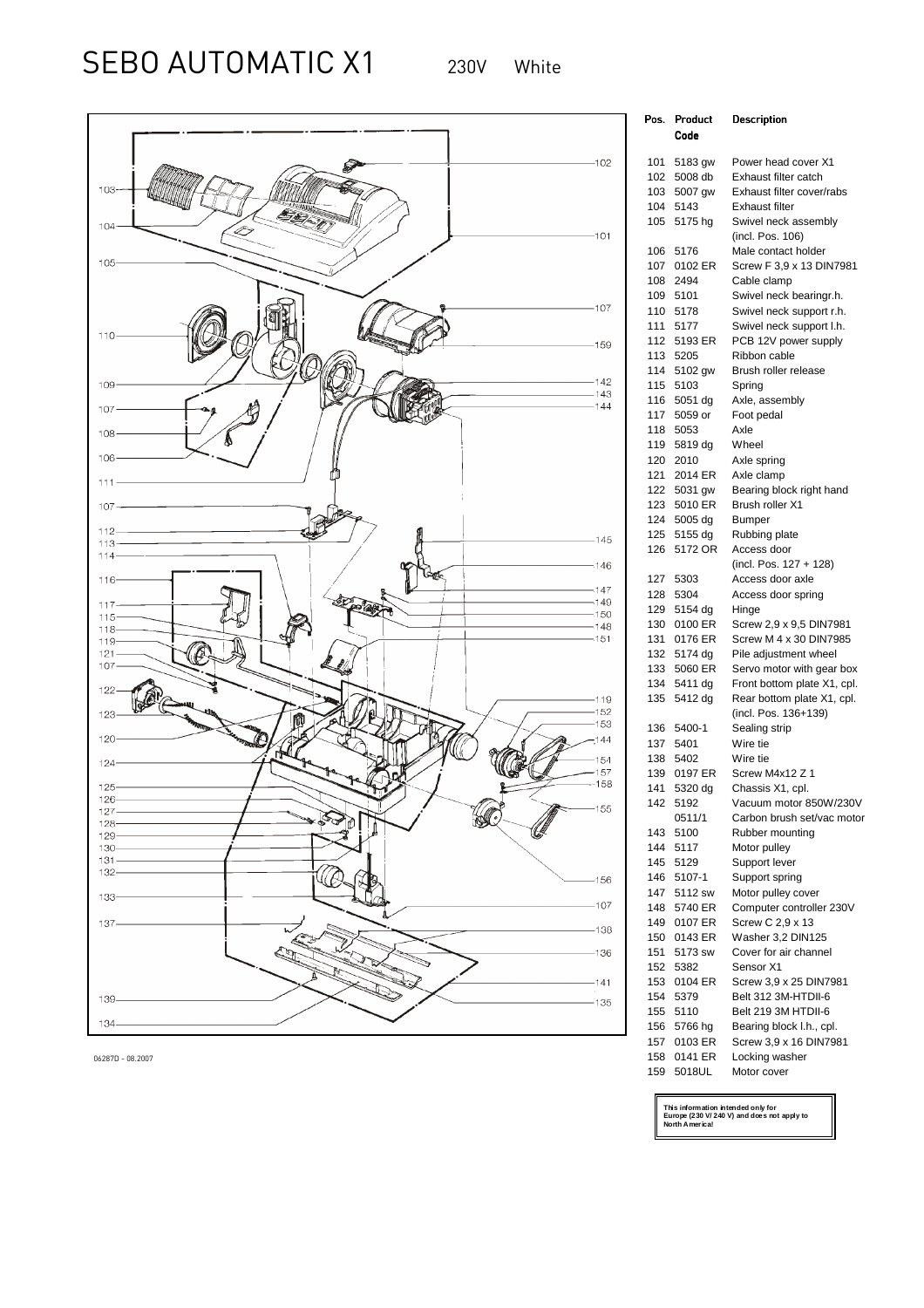# SEBO AUTOMATIC X1 230V White

103
104
105
110
109
107
108
106
111
107
112
113
114
116
117
115
118
119
121
107
122
123
120
124
125
126
127
128
129
130
131
132
133
137
139
134

102
101
107
159
142
143
144
145
146
147
149
150
148
151
119
152
153
144
154
157
158
155
156
107
138
136
141
135

06287D - 08.2007

| Pos. | Product Code | Description |
|---|---|---|
| 101 | 5183 gw | Power head cover X1 |
| 102 | 5008 db | Exhaust filter catch |
| 103 | 5007 gw | Exhaust filter cover/rabs |
| 104 | 5143 | Exhaust filter |
| 105 | 5175 hg | Swivel neck assembly (incl. Pos. 106) |
| 106 | 5176 | Male contact holder |
| 107 | 0102 ER | Screw F 3,9 x 13 DIN7981 |
| 108 | 2494 | Cable clamp |
| 109 | 5101 | Swivel neck bearingr.h. |
| 110 | 5178 | Swivel neck support r.h. |
| 111 | 5177 | Swivel neck support l.h. |
| 112 | 5193 ER | PCB 12V power supply |
| 113 | 5205 | Ribbon cable |
| 114 | 5102 gw | Brush roller release |
| 115 | 5103 | Spring |
| 116 | 5051 dg | Axle, assembly |
| 117 | 5059 or | Foot pedal |
| 118 | 5053 | Axle |
| 119 | 5819 dg | Wheel |
| 120 | 2010 | Axle spring |
| 121 | 2014 ER | Axle clamp |
| 122 | 5031 gw | Bearing block right hand |
| 123 | 5010 ER | Brush roller X1 |
| 124 | 5005 dg | Bumper |
| 125 | 5155 dg | Rubbing plate |
| 126 | 5172 OR | Access door (incl. Pos. 127 + 128) |
| 127 | 5303 | Access door axle |
| 128 | 5304 | Access door spring |
| 129 | 5154 dg | Hinge |
| 130 | 0100 ER | Screw 2,9 x 9,5 DIN7981 |
| 131 | 0176 ER | Screw M 4 x 30 DIN7985 |
| 132 | 5174 dg | Pile adjustment wheel |
| 133 | 5060 ER | Servo motor with gear box |
| 134 | 5411 dg | Front bottom plate X1, cpl. |
| 135 | 5412 dg | Rear bottom plate X1, cpl. (incl. Pos. 136+139) |
| 136 | 5400-1 | Sealing strip |
| 137 | 5401 | Wire tie |
| 138 | 5402 | Wire tie |
| 139 | 0197 ER | Screw M4x12 Z 1 |
| 141 | 5320 dg | Chassis X1, cpl. |
| 142 | 5192 | Vacuum motor 850W/230V |
|  | 0511/1 | Carbon brush set/vac motor |
| 143 | 5100 | Rubber mounting |
| 144 | 5117 | Motor pulley |
| 145 | 5129 | Support lever |
| 146 | 5107-1 | Support spring |
| 147 | 5112 sw | Motor pulley cover |
| 148 | 5740 ER | Computer controller 230V |
| 149 | 0107 ER | Screw C 2,9 x 13 |
| 150 | 0143 ER | Washer 3,2 DIN125 |
| 151 | 5173 sw | Cover for air channel |
| 152 | 5382 | Sensor X1 |
| 153 | 0104 ER | Screw 3,9 x 25 DIN7981 |
| 154 | 5379 | Belt 312 3M-HTDII-6 |
| 155 | 5110 | Belt 219 3M HTDII-6 |
| 156 | 5766 hg | Bearing block l.h., cpl. |
| 157 | 0103 ER | Screw 3,9 x 16 DIN7981 |
| 158 | 0141 ER | Locking washer |
| 159 | 5018UL | Motor cover |

**This information intended only for Europe (230 V/ 240 V) and does not apply to North America!**